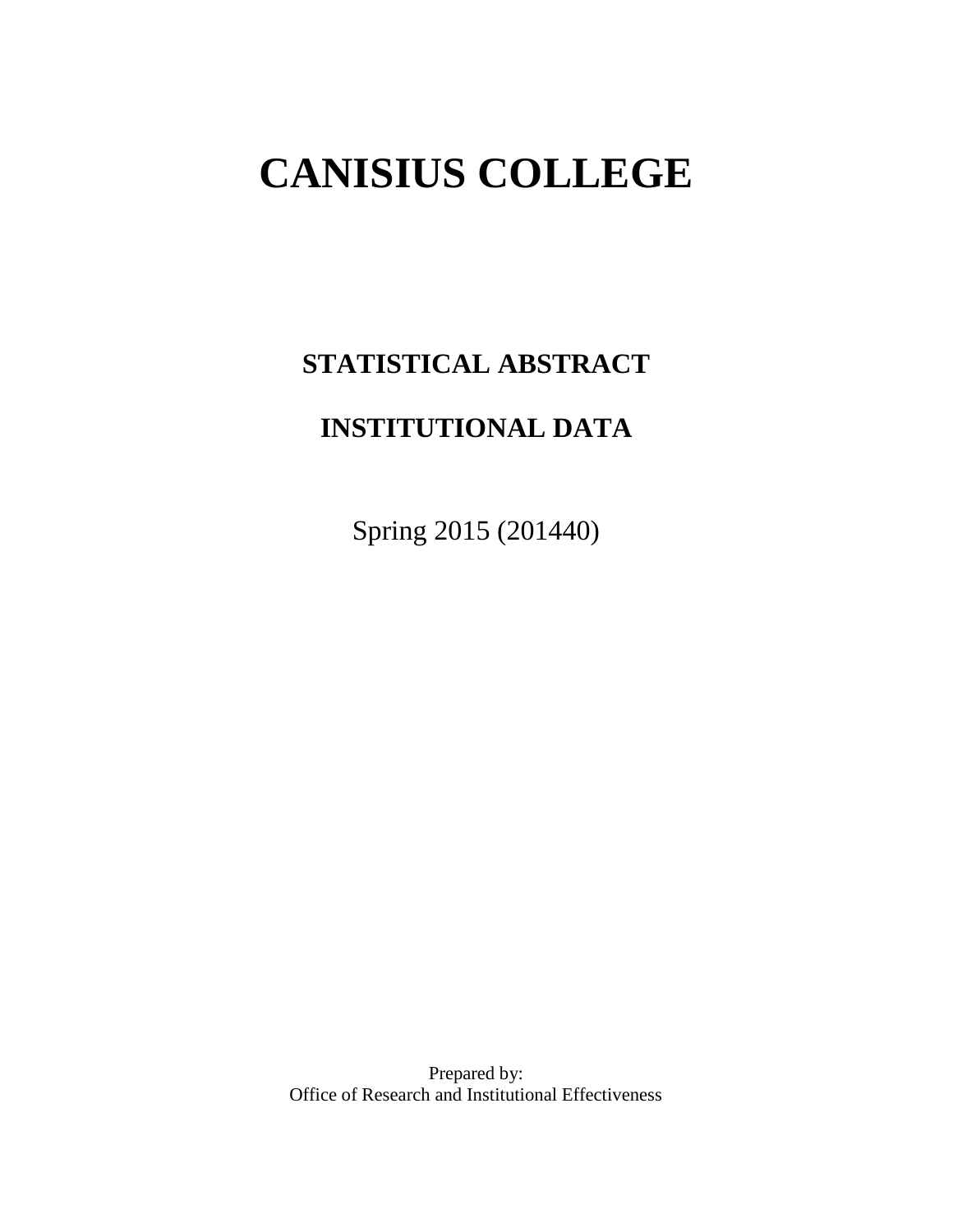# CANISIUS COLLEGE

## STATISTICAL ABSTRACT

## INSTITUTIONAL DATA

Spring 2015 (201440)

Prepared by:
Office of Research and Institutional Effectiveness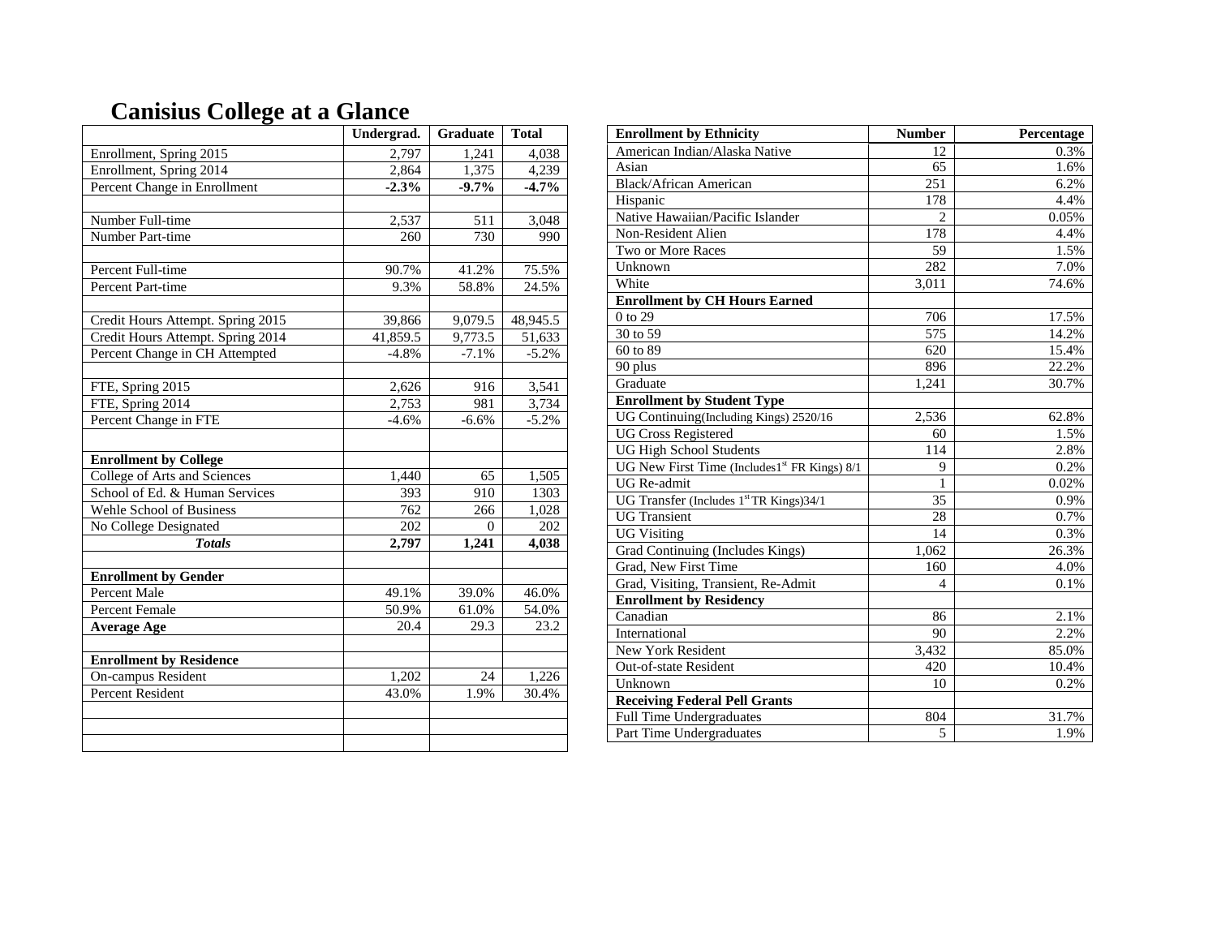# Canisius College at a Glance

| | Undergrad. | Graduate | Total |
|---|---|---|---|
| Enrollment, Spring 2015 | 2,797 | 1,241 | 4,038 |
| Enrollment, Spring 2014 | 2,864 | 1,375 | 4,239 |
| Percent Change in Enrollment | **-2.3%** | **-9.7%** | **-4.7%** |
| | | | |
| Number Full-time | 2,537 | 511 | 3,048 |
| Number Part-time | 260 | 730 | 990 |
| | | | |
| Percent Full-time | 90.7% | 41.2% | 75.5% |
| Percent Part-time | 9.3% | 58.8% | 24.5% |
| | | | |
| Credit Hours Attempt. Spring 2015 | 39,866 | 9,079.5 | 48,945.5 |
| Credit Hours Attempt. Spring 2014 | 41,859.5 | 9,773.5 | 51,633 |
| Percent Change in CH Attempted | -4.8% | -7.1% | -5.2% |
| | | | |
| FTE, Spring 2015 | 2,626 | 916 | 3,541 |
| FTE, Spring 2014 | 2,753 | 981 | 3,734 |
| Percent Change in FTE | -4.6% | -6.6% | -5.2% |
| | | | |
| **Enrollment by College** | | | |
| College of Arts and Sciences | 1,440 | 65 | 1,505 |
| School of Ed. & Human Services | 393 | 910 | 1303 |
| Wehle School of Business | 762 | 266 | 1,028 |
| No College Designated | 202 | 0 | 202 |
| ***Totals*** | **2,797** | **1,241** | **4,038** |
| | | | |
| **Enrollment by Gender** | | | |
| Percent Male | 49.1% | 39.0% | 46.0% |
| Percent Female | 50.9% | 61.0% | 54.0% |
| **Average Age** | 20.4 | 29.3 | 23.2 |
| | | | |
| **Enrollment by Residence** | | | |
| On-campus Resident | 1,202 | 24 | 1,226 |
| Percent Resident | 43.0% | 1.9% | 30.4% |

| Enrollment by Ethnicity | Number | Percentage |
|---|---|---|
| American Indian/Alaska Native | 12 | 0.3% |
| Asian | 65 | 1.6% |
| Black/African American | 251 | 6.2% |
| Hispanic | 178 | 4.4% |
| Native Hawaiian/Pacific Islander | 2 | 0.05% |
| Non-Resident Alien | 178 | 4.4% |
| Two or More Races | 59 | 1.5% |
| Unknown | 282 | 7.0% |
| White | 3,011 | 74.6% |
| **Enrollment by CH Hours Earned** | | |
| 0 to 29 | 706 | 17.5% |
| 30 to 59 | 575 | 14.2% |
| 60 to 89 | 620 | 15.4% |
| 90 plus | 896 | 22.2% |
| Graduate | 1,241 | 30.7% |
| **Enrollment by Student Type** | | |
| UG Continuing(Including Kings) 2520/16 | 2,536 | 62.8% |
| UG Cross Registered | 60 | 1.5% |
| UG High School Students | 114 | 2.8% |
| UG New First Time (Includes1st FR Kings) 8/1 | 9 | 0.2% |
| UG Re-admit | 1 | 0.02% |
| UG Transfer (Includes 1st TR Kings)34/1 | 35 | 0.9% |
| UG Transient | 28 | 0.7% |
| UG Visiting | 14 | 0.3% |
| Grad Continuing (Includes Kings) | 1,062 | 26.3% |
| Grad, New First Time | 160 | 4.0% |
| Grad, Visiting, Transient, Re-Admit | 4 | 0.1% |
| **Enrollment by Residency** | | |
| Canadian | 86 | 2.1% |
| International | 90 | 2.2% |
| New York Resident | 3,432 | 85.0% |
| Out-of-state Resident | 420 | 10.4% |
| Unknown | 10 | 0.2% |
| **Receiving Federal Pell Grants** | | |
| Full Time Undergraduates | 804 | 31.7% |
| Part Time Undergraduates | 5 | 1.9% |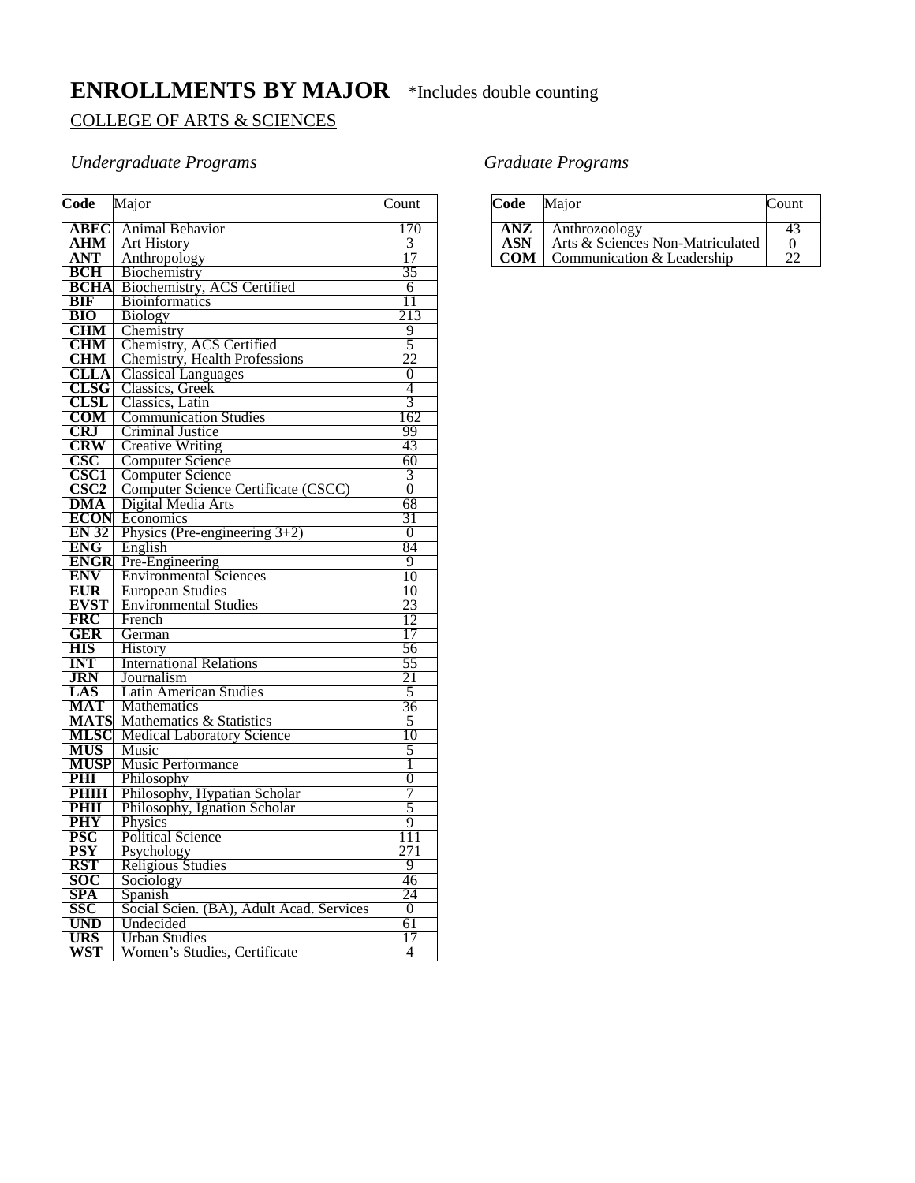# ENROLLMENTS BY MAJOR *Includes double counting

COLLEGE OF ARTS & SCIENCES

*Undergraduate Programs*

| Code | Major | Count |
|---|---|---|
| **ABEC** | Animal Behavior | 170 |
| **AHM** | Art History | 3 |
| **ANT** | Anthropology | 17 |
| **BCH** | Biochemistry | 35 |
| **BCHA** | Biochemistry, ACS Certified | 6 |
| **BIF** | Bioinformatics | 11 |
| **BIO** | Biology | 213 |
| **CHM** | Chemistry | 9 |
| **CHM** | Chemistry, ACS Certified | 5 |
| **CHM** | Chemistry, Health Professions | 22 |
| **CLLA** | Classical Languages | 0 |
| **CLSG** | Classics, Greek | 4 |
| **CLSL** | Classics, Latin | 3 |
| **COM** | Communication Studies | 162 |
| **CRJ** | Criminal Justice | 99 |
| **CRW** | Creative Writing | 43 |
| **CSC** | Computer Science | 60 |
| **CSC1** | Computer Science | 3 |
| **CSC2** | Computer Science Certificate (CSCC) | 0 |
| **DMA** | Digital Media Arts | 68 |
| **ECON** | Economics | 31 |
| **EN 32** | Physics (Pre-engineering 3+2) | 0 |
| **ENG** | English | 84 |
| **ENGR** | Pre-Engineering | 9 |
| **ENV** | Environmental Sciences | 10 |
| **EUR** | European Studies | 10 |
| **EVST** | Environmental Studies | 23 |
| **FRC** | French | 12 |
| **GER** | German | 17 |
| **HIS** | History | 56 |
| **INT** | International Relations | 55 |
| **JRN** | Journalism | 21 |
| **LAS** | Latin American Studies | 5 |
| **MAT** | Mathematics | 36 |
| **MATS** | Mathematics & Statistics | 5 |
| **MLSC** | Medical Laboratory Science | 10 |
| **MUS** | Music | 5 |
| **MUSP** | Music Performance | 1 |
| **PHI** | Philosophy | 0 |
| **PHIH** | Philosophy, Hypatian Scholar | 7 |
| **PHII** | Philosophy, Ignation Scholar | 5 |
| **PHY** | Physics | 9 |
| **PSC** | Political Science | 111 |
| **PSY** | Psychology | 271 |
| **RST** | Religious Studies | 9 |
| **SOC** | Sociology | 46 |
| **SPA** | Spanish | 24 |
| **SSC** | Social Scien. (BA), Adult Acad. Services | 0 |
| **UND** | Undecided | 61 |
| **URS** | Urban Studies | 17 |
| **WST** | Women's Studies, Certificate | 4 |

*Graduate Programs*

| Code | Major | Count |
|---|---|---|
| **ANZ** | Anthrozoology | 43 |
| **ASN** | Arts & Sciences Non-Matriculated | 0 |
| **COM** | Communication & Leadership | 22 |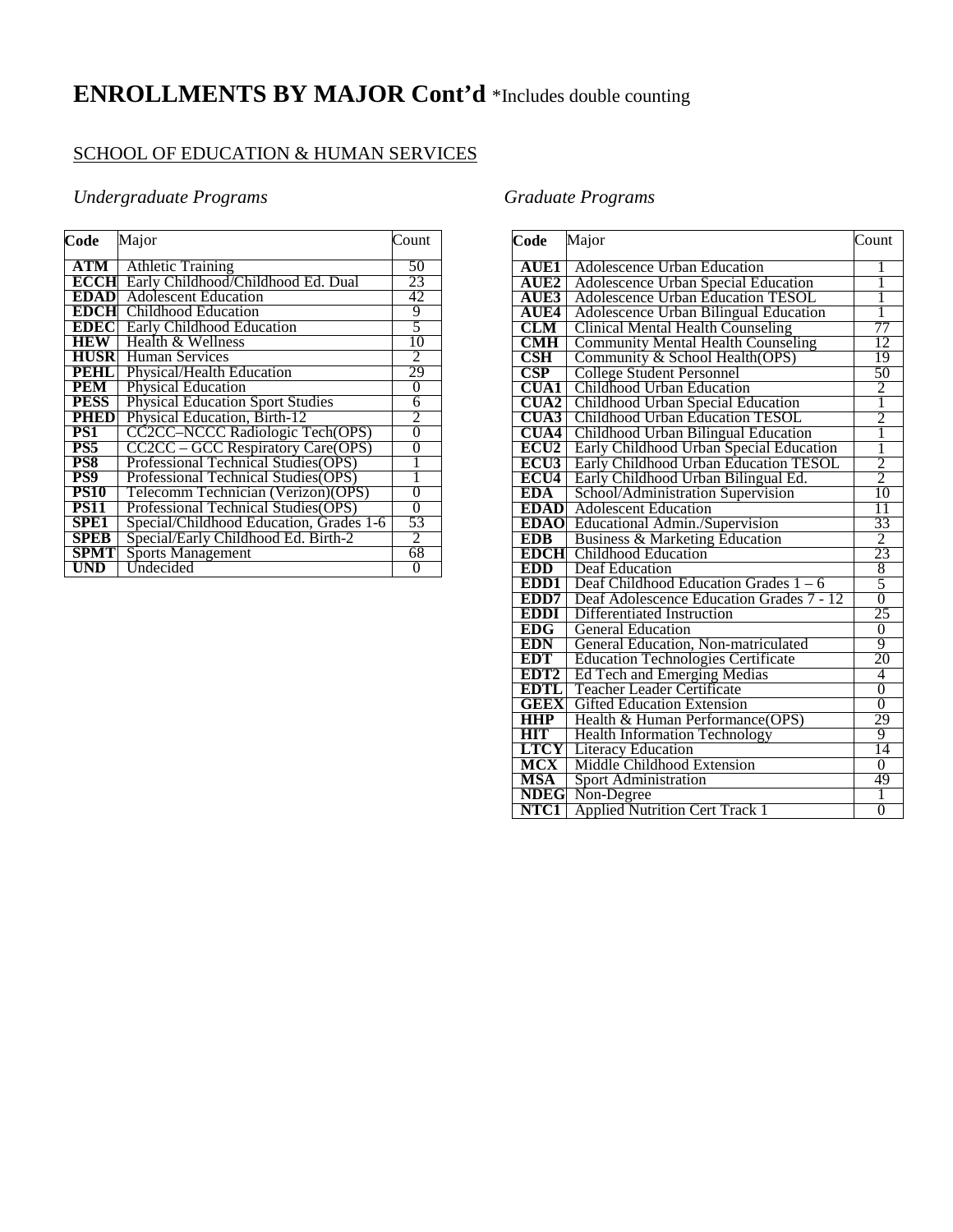# ENROLLMENTS BY MAJOR Cont'd *Includes double counting

## SCHOOL OF EDUCATION & HUMAN SERVICES

### *Undergraduate Programs*

| Code | Major | Count |
|---|---|---|
| **ATM** | Athletic Training | 50 |
| **ECCH** | Early Childhood/Childhood Ed. Dual | 23 |
| **EDAD** | Adolescent Education | 42 |
| **EDCH** | Childhood Education | 9 |
| **EDEC** | Early Childhood Education | 5 |
| **HEW** | Health & Wellness | 10 |
| **HUSR** | Human Services | 2 |
| **PEHL** | Physical/Health Education | 29 |
| **PEM** | Physical Education | 0 |
| **PESS** | Physical Education Sport Studies | 6 |
| **PHED** | Physical Education, Birth-12 | 2 |
| **PS1** | CC2CC–NCCC Radiologic Tech(OPS) | 0 |
| **PS5** | CC2CC – GCC Respiratory Care(OPS) | 0 |
| **PS8** | Professional Technical Studies(OPS) | 1 |
| **PS9** | Professional Technical Studies(OPS) | 1 |
| **PS10** | Telecomm Technician (Verizon)(OPS) | 0 |
| **PS11** | Professional Technical Studies(OPS) | 0 |
| **SPE1** | Special/Childhood Education, Grades 1-6 | 53 |
| **SPEB** | Special/Early Childhood Ed. Birth-2 | 2 |
| **SPMT** | Sports Management | 68 |
| **UND** | Undecided | 0 |

### *Graduate Programs*

| Code | Major | Count |
|---|---|---|
| **AUE1** | Adolescence Urban Education | 1 |
| **AUE2** | Adolescence Urban Special Education | 1 |
| **AUE3** | Adolescence Urban Education TESOL | 1 |
| **AUE4** | Adolescence Urban Bilingual Education | 1 |
| **CLM** | Clinical Mental Health Counseling | 77 |
| **CMH** | Community Mental Health Counseling | 12 |
| **CSH** | Community & School Health(OPS) | 19 |
| **CSP** | College Student Personnel | 50 |
| **CUA1** | Childhood Urban Education | 2 |
| **CUA2** | Childhood Urban Special Education | 1 |
| **CUA3** | Childhood Urban Education TESOL | 2 |
| **CUA4** | Childhood Urban Bilingual Education | 1 |
| **ECU2** | Early Childhood Urban Special Education | 1 |
| **ECU3** | Early Childhood Urban Education TESOL | 2 |
| **ECU4** | Early Childhood Urban Bilingual Ed. | 2 |
| **EDA** | School/Administration Supervision | 10 |
| **EDAD** | Adolescent Education | 11 |
| **EDAO** | Educational Admin./Supervision | 33 |
| **EDB** | Business & Marketing Education | 2 |
| **EDCH** | Childhood Education | 23 |
| **EDD** | Deaf Education | 8 |
| **EDD1** | Deaf Childhood Education Grades 1 – 6 | 5 |
| **EDD7** | Deaf Adolescence Education Grades 7 - 12 | 0 |
| **EDDI** | Differentiated Instruction | 25 |
| **EDG** | General Education | 0 |
| **EDN** | General Education, Non-matriculated | 9 |
| **EDT** | Education Technologies Certificate | 20 |
| **EDT2** | Ed Tech and Emerging Medias | 4 |
| **EDTL** | Teacher Leader Certificate | 0 |
| **GEEX** | Gifted Education Extension | 0 |
| **HHP** | Health & Human Performance(OPS) | 29 |
| **HIT** | Health Information Technology | 9 |
| **LTCY** | Literacy Education | 14 |
| **MCX** | Middle Childhood Extension | 0 |
| **MSA** | Sport Administration | 49 |
| **NDEG** | Non-Degree | 1 |
| **NTC1** | Applied Nutrition Cert Track 1 | 0 |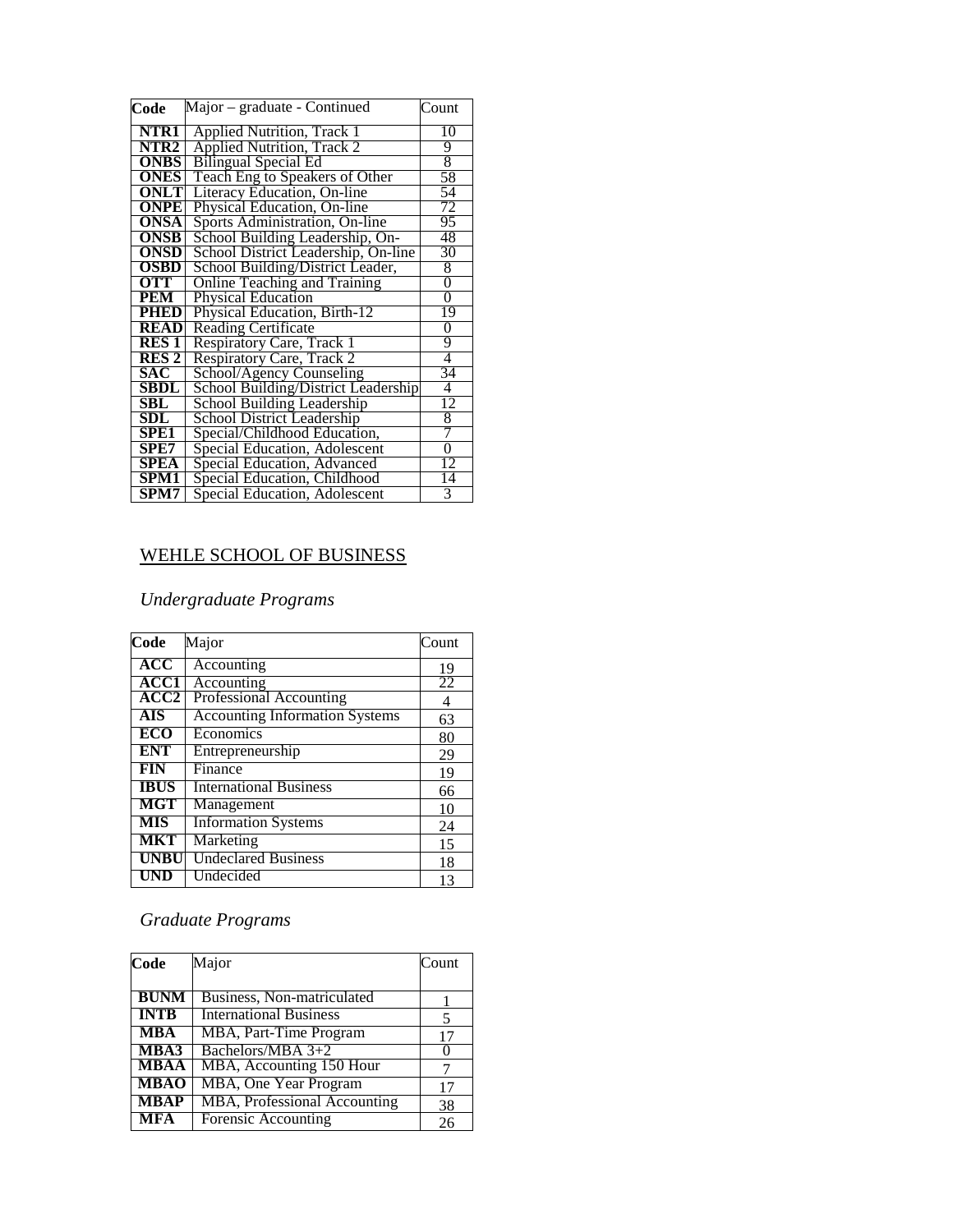| Code | Major – graduate - Continued | Count |
|---|---|---|
| **NTR1** | Applied Nutrition, Track 1 | 10 |
| **NTR2** | Applied Nutrition, Track 2 | 9 |
| **ONBS** | Bilingual Special Ed | 8 |
| **ONES** | Teach Eng to Speakers of Other | 58 |
| **ONLT** | Literacy Education, On-line | 54 |
| **ONPE** | Physical Education, On-line | 72 |
| **ONSA** | Sports Administration, On-line | 95 |
| **ONSB** | School Building Leadership, On- | 48 |
| **ONSD** | School District Leadership, On-line | 30 |
| **OSBD** | School Building/District Leader, | 8 |
| **OTT** | Online Teaching and Training | 0 |
| **PEM** | Physical Education | 0 |
| **PHED** | Physical Education, Birth-12 | 19 |
| **READ** | Reading Certificate | 0 |
| **RES 1** | Respiratory Care, Track 1 | 9 |
| **RES 2** | Respiratory Care, Track 2 | 4 |
| **SAC** | School/Agency Counseling | 34 |
| **SBDL** | School Building/District Leadership | 4 |
| **SBL** | School Building Leadership | 12 |
| **SDL** | School District Leadership | 8 |
| **SPE1** | Special/Childhood Education, | 7 |
| **SPE7** | Special Education, Adolescent | 0 |
| **SPEA** | Special Education, Advanced | 12 |
| **SPM1** | Special Education, Childhood | 14 |
| **SPM7** | Special Education, Adolescent | 3 |

## WEHLE SCHOOL OF BUSINESS

### *Undergraduate Programs*

| Code | Major | Count |
|---|---|---|
| **ACC** | Accounting | 19 |
| **ACC1** | Accounting | 22 |
| **ACC2** | Professional Accounting | 4 |
| **AIS** | Accounting Information Systems | 63 |
| **ECO** | Economics | 80 |
| **ENT** | Entrepreneurship | 29 |
| **FIN** | Finance | 19 |
| **IBUS** | International Business | 66 |
| **MGT** | Management | 10 |
| **MIS** | Information Systems | 24 |
| **MKT** | Marketing | 15 |
| **UNBU** | Undeclared Business | 18 |
| **UND** | Undecided | 13 |

### *Graduate Programs*

| Code | Major | Count |
|---|---|---|
| **BUNM** | Business, Non-matriculated | 1 |
| **INTB** | International Business | 5 |
| **MBA** | MBA, Part-Time Program | 17 |
| **MBA3** | Bachelors/MBA 3+2 | 0 |
| **MBAA** | MBA, Accounting 150 Hour | 7 |
| **MBAO** | MBA, One Year Program | 17 |
| **MBAP** | MBA, Professional Accounting | 38 |
| **MFA** | Forensic Accounting | 26 |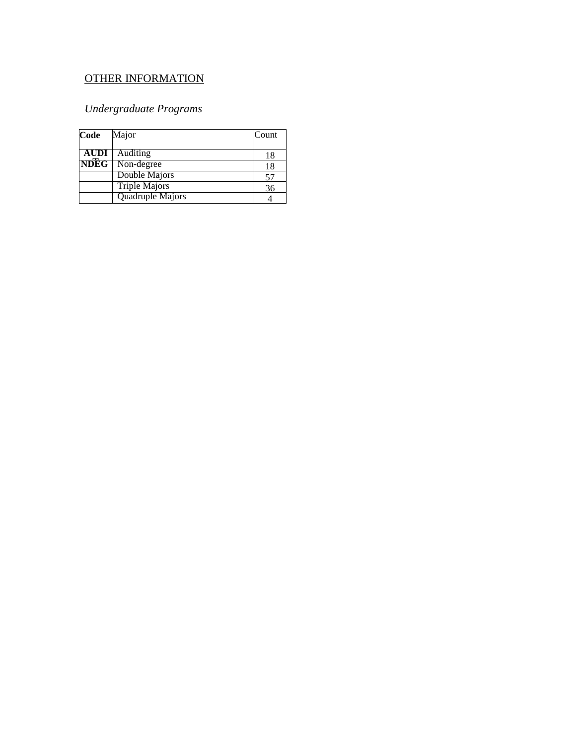## OTHER INFORMATION

### *Undergraduate Programs*

| **Code** | Major | Count |
|---|---|---|
| **AUDIT** | Auditing | 18 |
| **NDEG** | Non-degree | 18 |
| | Double Majors | 57 |
| | Triple Majors | 36 |
| | Quadruple Majors | 4 |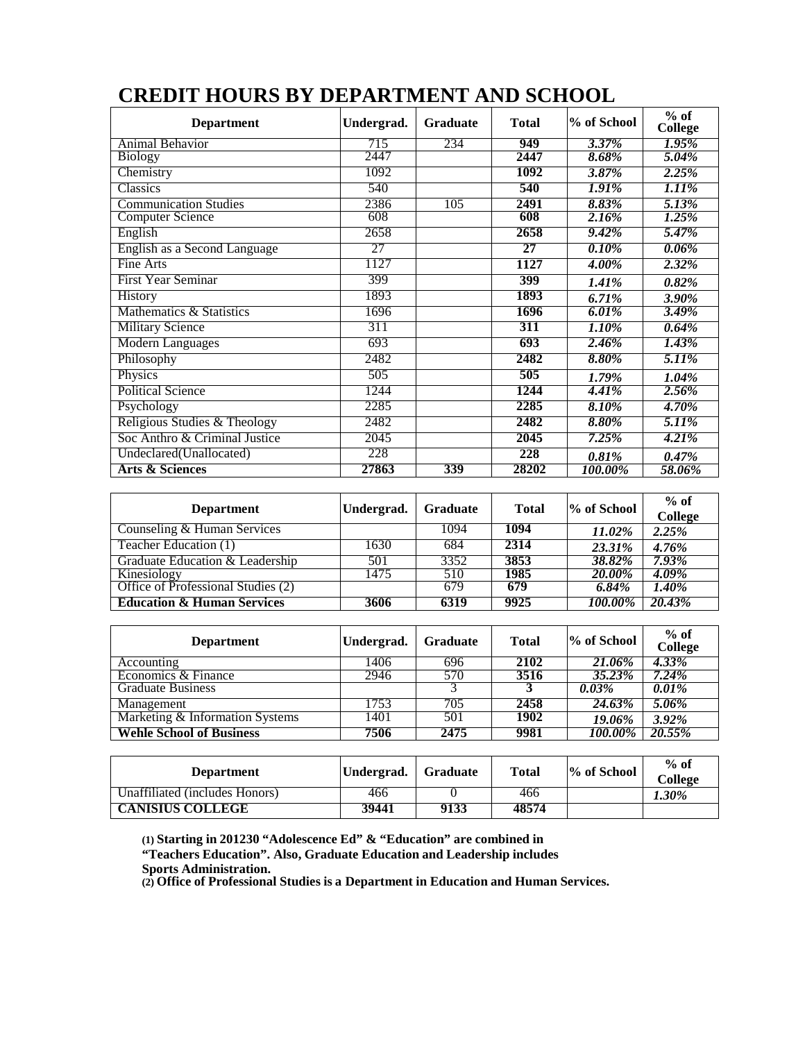# CREDIT HOURS BY DEPARTMENT AND SCHOOL

| Department | Undergrad. | Graduate | Total | % of School | % of College |
|---|---|---|---|---|---|
| Animal Behavior | 715 | 234 | **949** | ***3.37%*** | ***1.95%*** |
| Biology | 2447 | | **2447** | ***8.68%*** | ***5.04%*** |
| Chemistry | 1092 | | **1092** | ***3.87%*** | ***2.25%*** |
| Classics | 540 | | **540** | ***1.91%*** | ***1.11%*** |
| Communication Studies | 2386 | 105 | **2491** | ***8.83%*** | ***5.13%*** |
| Computer Science | 608 | | **608** | ***2.16%*** | ***1.25%*** |
| English | 2658 | | **2658** | ***9.42%*** | ***5.47%*** |
| English as a Second Language | 27 | | **27** | ***0.10%*** | ***0.06%*** |
| Fine Arts | 1127 | | **1127** | ***4.00%*** | ***2.32%*** |
| First Year Seminar | 399 | | **399** | ***1.41%*** | ***0.82%*** |
| History | 1893 | | **1893** | ***6.71%*** | ***3.90%*** |
| Mathematics & Statistics | 1696 | | **1696** | ***6.01%*** | ***3.49%*** |
| Military Science | 311 | | **311** | ***1.10%*** | ***0.64%*** |
| Modern Languages | 693 | | **693** | ***2.46%*** | ***1.43%*** |
| Philosophy | 2482 | | **2482** | ***8.80%*** | ***5.11%*** |
| Physics | 505 | | **505** | ***1.79%*** | ***1.04%*** |
| Political Science | 1244 | | **1244** | ***4.41%*** | ***2.56%*** |
| Psychology | 2285 | | **2285** | ***8.10%*** | ***4.70%*** |
| Religious Studies & Theology | 2482 | | **2482** | ***8.80%*** | ***5.11%*** |
| Soc Anthro & Criminal Justice | 2045 | | **2045** | ***7.25%*** | ***4.21%*** |
| Undeclared(Unallocated) | 228 | | **228** | ***0.81%*** | ***0.47%*** |
| **Arts & Sciences** | **27863** | **339** | **28202** | ***100.00%*** | ***58.06%*** |

| Department | Undergrad. | Graduate | Total | % of School | % of College |
|---|---|---|---|---|---|
| Counseling & Human Services | | 1094 | **1094** | ***11.02%*** | ***2.25%*** |
| Teacher Education (1) | 1630 | 684 | **2314** | ***23.31%*** | ***4.76%*** |
| Graduate Education & Leadership | 501 | 3352 | **3853** | ***38.82%*** | ***7.93%*** |
| Kinesiology | 1475 | 510 | **1985** | ***20.00%*** | ***4.09%*** |
| Office of Professional Studies (2) | | 679 | **679** | ***6.84%*** | ***1.40%*** |
| **Education & Human Services** | **3606** | **6319** | **9925** | ***100.00%*** | ***20.43%*** |

| Department | Undergrad. | Graduate | Total | % of School | % of College |
|---|---|---|---|---|---|
| Accounting | 1406 | 696 | **2102** | ***21.06%*** | ***4.33%*** |
| Economics & Finance | 2946 | 570 | **3516** | ***35.23%*** | ***7.24%*** |
| Graduate Business | | 3 | **3** | ***0.03%*** | ***0.01%*** |
| Management | 1753 | 705 | **2458** | ***24.63%*** | ***5.06%*** |
| Marketing & Information Systems | 1401 | 501 | **1902** | ***19.06%*** | ***3.92%*** |
| **Wehle School of Business** | **7506** | **2475** | **9981** | ***100.00%*** | ***20.55%*** |

| Department | Undergrad. | Graduate | Total | % of School | % of College |
|---|---|---|---|---|---|
| Unaffiliated (includes Honors) | 466 | 0 | 466 | | ***1.30%*** |
| **CANISIUS COLLEGE** | **39441** | **9133** | **48574** | | |

**(1) Starting in 201230 "Adolescence Ed" & "Education" are combined in "Teachers Education". Also, Graduate Education and Leadership includes Sports Administration.**

**(2) Office of Professional Studies is a Department in Education and Human Services.**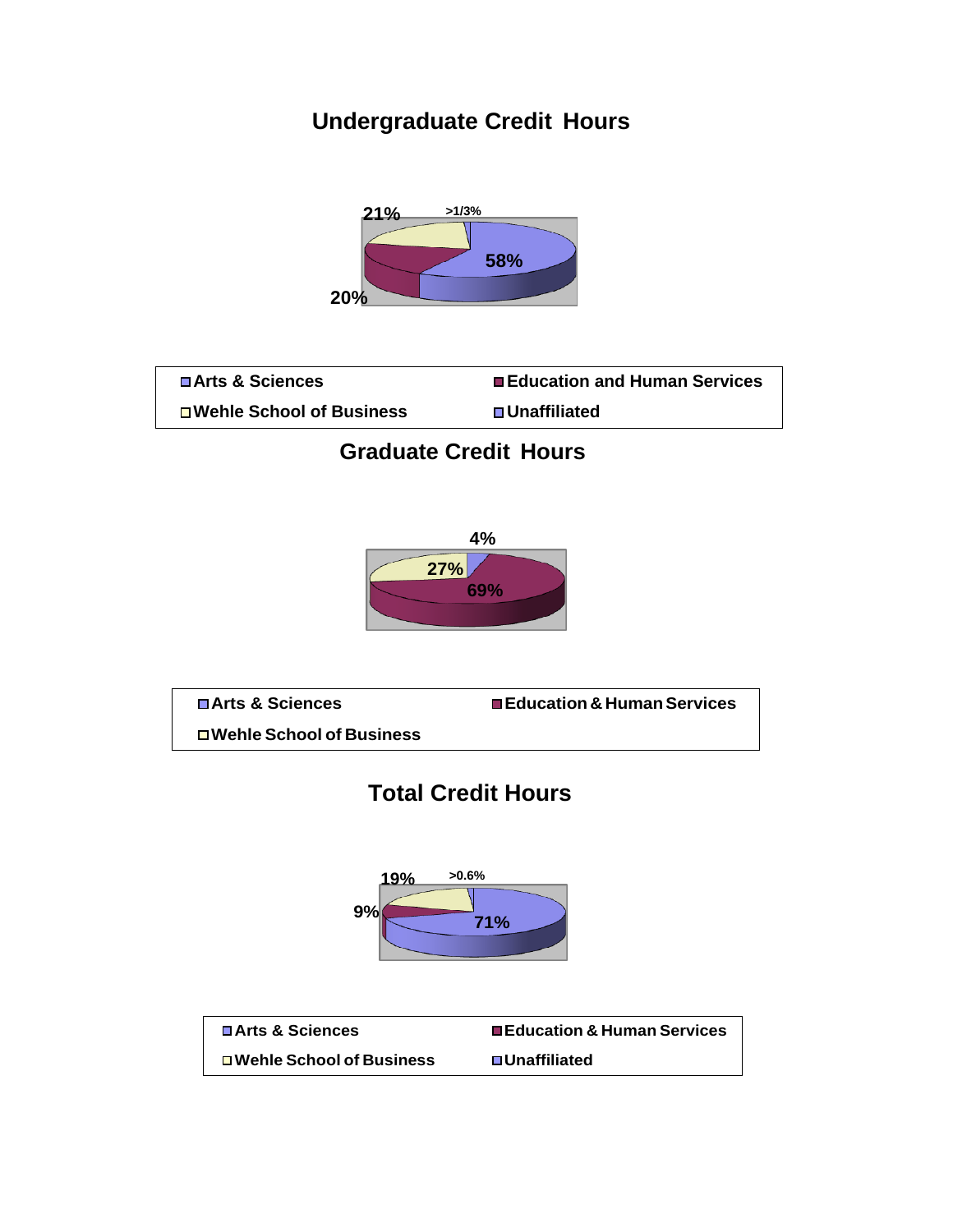## Undergraduate Credit Hours

21%

>1/3%

58%

20%

Arts & Sciences
Education and Human Services
Wehle School of Business
Unaffiliated

## Graduate Credit Hours

4%

27%

69%

Arts & Sciences
Education & Human Services
Wehle School of Business

## Total Credit Hours

19%

>0.6%

9%

71%

Arts & Sciences
Education & Human Services
Wehle School of Business
Unaffiliated